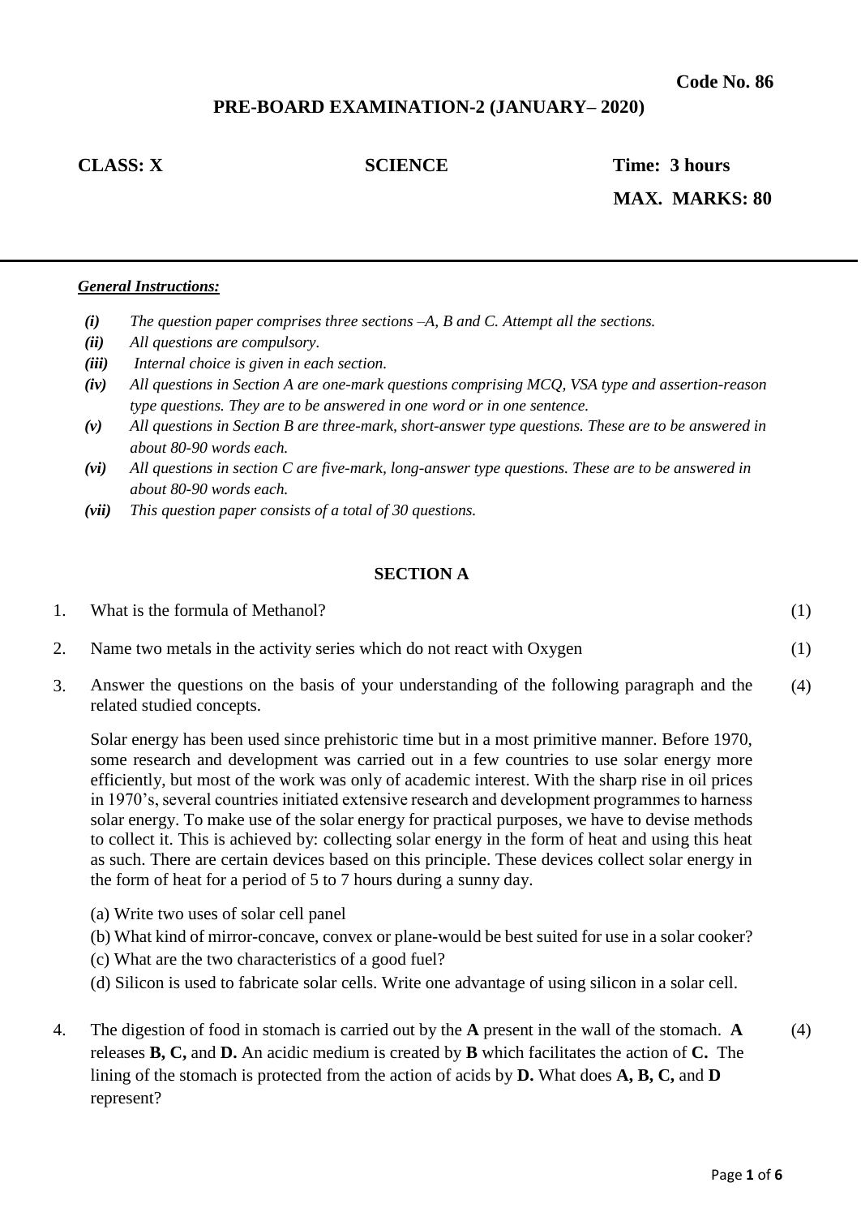**Code No. 86**

## PRE-BOARD EXAMINATION-2 (JANUARY– 2020)

**CLASS: X** | **SCIENCE** | **Time: 3 hours**

**MAX. MARKS: 80**

---

***General Instructions:***

- ***(i)*** *The question paper comprises three sections –A, B and C. Attempt all the sections.*
- ***(ii)*** *All questions are compulsory.*
- ***(iii)*** *Internal choice is given in each section.*
- ***(iv)*** *All questions in Section A are one-mark questions comprising MCQ, VSA type and assertion-reason type questions. They are to be answered in one word or in one sentence.*
- ***(v)*** *All questions in Section B are three-mark, short-answer type questions. These are to be answered in about 80-90 words each.*
- ***(vi)*** *All questions in section C are five-mark, long-answer type questions. These are to be answered in about 80-90 words each.*
- ***(vii)*** *This question paper consists of a total of 30 questions.*

### SECTION A

1. What is the formula of Methanol? (1)

2. Name two metals in the activity series which do not react with Oxygen (1)

3. Answer the questions on the basis of your understanding of the following paragraph and the related studied concepts. (4)

   Solar energy has been used since prehistoric time but in a most primitive manner. Before 1970, some research and development was carried out in a few countries to use solar energy more efficiently, but most of the work was only of academic interest. With the sharp rise in oil prices in 1970's, several countries initiated extensive research and development programmes to harness solar energy. To make use of the solar energy for practical purposes, we have to devise methods to collect it. This is achieved by: collecting solar energy in the form of heat and using this heat as such. There are certain devices based on this principle. These devices collect solar energy in the form of heat for a period of 5 to 7 hours during a sunny day.

   (a) Write two uses of solar cell panel
   (b) What kind of mirror-concave, convex or plane-would be best suited for use in a solar cooker?
   (c) What are the two characteristics of a good fuel?
   (d) Silicon is used to fabricate solar cells. Write one advantage of using silicon in a solar cell.

4. The digestion of food in stomach is carried out by the **A** present in the wall of the stomach. **A** releases **B, C,** and **D.** An acidic medium is created by **B** which facilitates the action of **C.** The lining of the stomach is protected from the action of acids by **D.** What does **A, B, C,** and **D** represent? (4)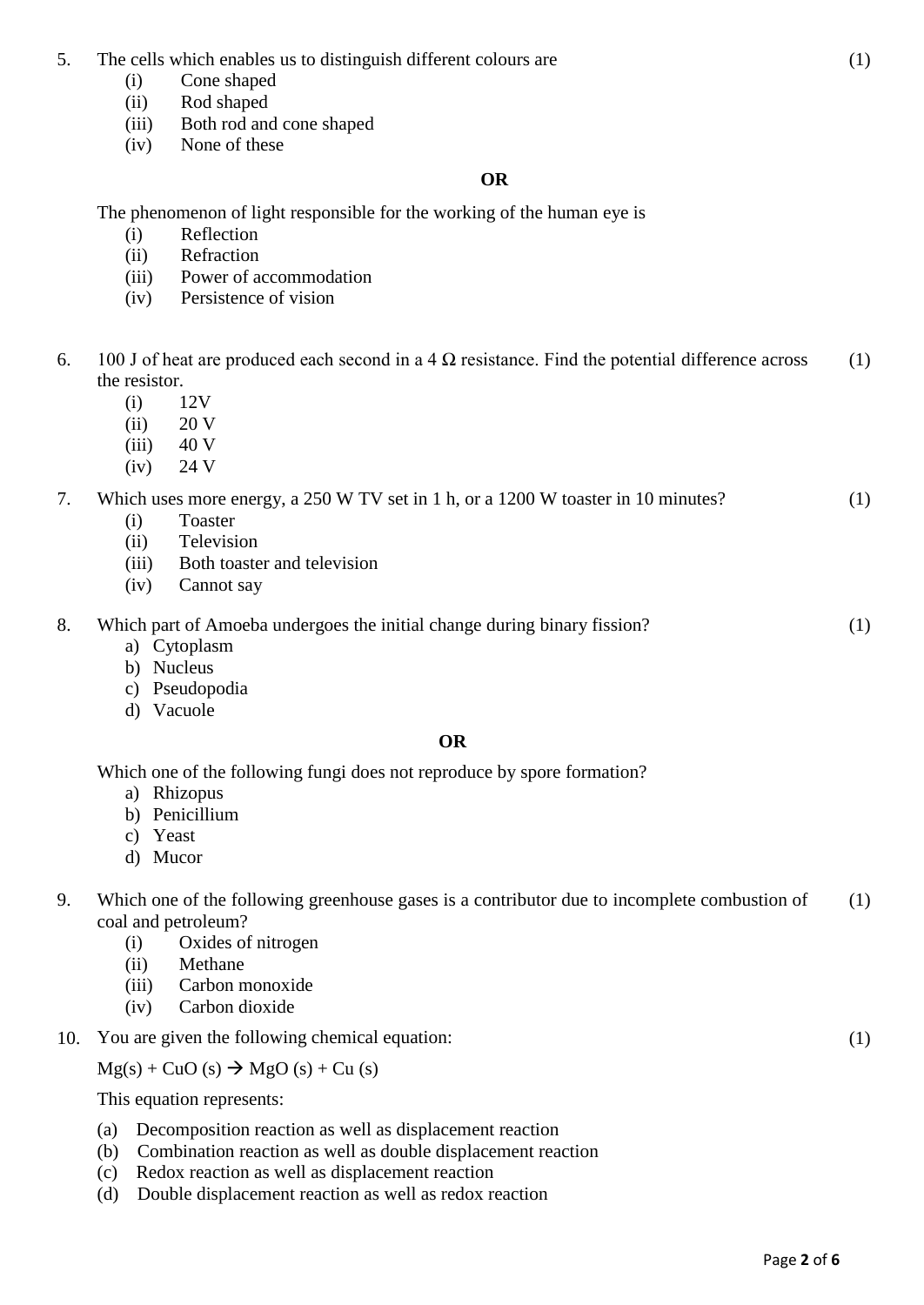5. The cells which enables us to distinguish different colours are (1)
    (i) Cone shaped
    (ii) Rod shaped
    (iii) Both rod and cone shaped
    (iv) None of these

**OR**

The phenomenon of light responsible for the working of the human eye is
    (i) Reflection
    (ii) Refraction
    (iii) Power of accommodation
    (iv) Persistence of vision

6. 100 J of heat are produced each second in a 4 Ω resistance. Find the potential difference across the resistor. (1)
    (i) 12V
    (ii) 20 V
    (iii) 40 V
    (iv) 24 V

7. Which uses more energy, a 250 W TV set in 1 h, or a 1200 W toaster in 10 minutes? (1)
    (i) Toaster
    (ii) Television
    (iii) Both toaster and television
    (iv) Cannot say

8. Which part of Amoeba undergoes the initial change during binary fission? (1)
    a) Cytoplasm
    b) Nucleus
    c) Pseudopodia
    d) Vacuole

**OR**

Which one of the following fungi does not reproduce by spore formation?
    a) Rhizopus
    b) Penicillium
    c) Yeast
    d) Mucor

9. Which one of the following greenhouse gases is a contributor due to incomplete combustion of coal and petroleum? (1)
    (i) Oxides of nitrogen
    (ii) Methane
    (iii) Carbon monoxide
    (iv) Carbon dioxide

10. You are given the following chemical equation: (1)

    $Mg(s) + CuO(s) \rightarrow MgO(s) + Cu(s)$

    This equation represents:

    (a) Decomposition reaction as well as displacement reaction
    (b) Combination reaction as well as double displacement reaction
    (c) Redox reaction as well as displacement reaction
    (d) Double displacement reaction as well as redox reaction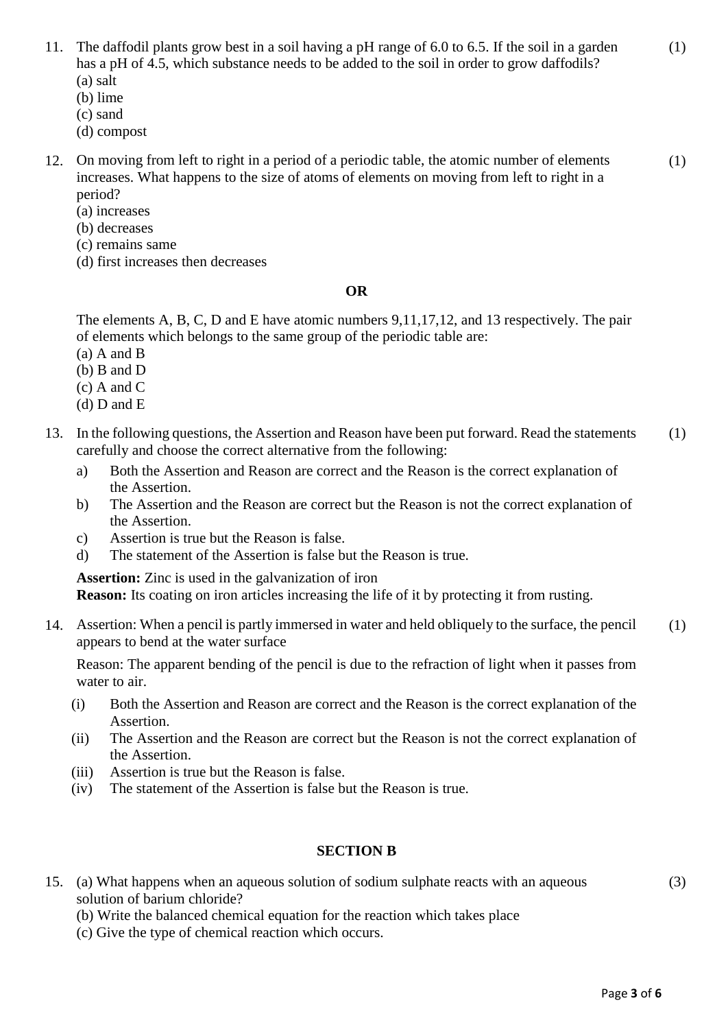11. The daffodil plants grow best in a soil having a pH range of 6.0 to 6.5. If the soil in a garden has a pH of 4.5, which substance needs to be added to the soil in order to grow daffodils? (1)
(a) salt
(b) lime
(c) sand
(d) compost

12. On moving from left to right in a period of a periodic table, the atomic number of elements increases. What happens to the size of atoms of elements on moving from left to right in a period? (1)
(a) increases
(b) decreases
(c) remains same
(d) first increases then decreases

**OR**

The elements A, B, C, D and E have atomic numbers 9,11,17,12, and 13 respectively. The pair of elements which belongs to the same group of the periodic table are:
(a) A and B
(b) B and D
(c) A and C
(d) D and E

13. In the following questions, the Assertion and Reason have been put forward. Read the statements carefully and choose the correct alternative from the following: (1)
a) Both the Assertion and Reason are correct and the Reason is the correct explanation of the Assertion.
b) The Assertion and the Reason are correct but the Reason is not the correct explanation of the Assertion.
c) Assertion is true but the Reason is false.
d) The statement of the Assertion is false but the Reason is true.

**Assertion:** Zinc is used in the galvanization of iron
**Reason:** Its coating on iron articles increasing the life of it by protecting it from rusting.

14. Assertion: When a pencil is partly immersed in water and held obliquely to the surface, the pencil appears to bend at the water surface (1)

Reason: The apparent bending of the pencil is due to the refraction of light when it passes from water to air.

(i) Both the Assertion and Reason are correct and the Reason is the correct explanation of the Assertion.
(ii) The Assertion and the Reason are correct but the Reason is not the correct explanation of the Assertion.
(iii) Assertion is true but the Reason is false.
(iv) The statement of the Assertion is false but the Reason is true.

## SECTION B

15. (a) What happens when an aqueous solution of sodium sulphate reacts with an aqueous solution of barium chloride? (3)
(b) Write the balanced chemical equation for the reaction which takes place
(c) Give the type of chemical reaction which occurs.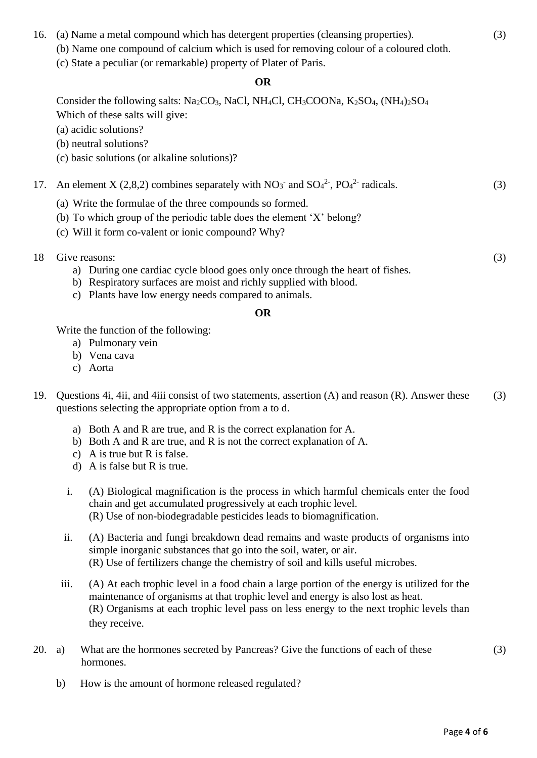16. (a) Name a metal compound which has detergent properties (cleansing properties). (3)
    (b) Name one compound of calcium which is used for removing colour of a coloured cloth.
    (c) State a peculiar (or remarkable) property of Plater of Paris.

**OR**

Consider the following salts: $Na_2CO_3$, $NaCl$, $NH_4Cl$, $CH_3COONa$, $K_2SO_4$, $(NH_4)_2SO_4$
Which of these salts will give:
(a) acidic solutions?
(b) neutral solutions?
(c) basic solutions (or alkaline solutions)?

17. An element X (2,8,2) combines separately with $NO_3^-$ and $SO_4^{2-}$, $PO_4^{2-}$ radicals. (3)
    (a) Write the formulae of the three compounds so formed.
    (b) To which group of the periodic table does the element 'X' belong?
    (c) Will it form co-valent or ionic compound? Why?

18 Give reasons: (3)
   a) During one cardiac cycle blood goes only once through the heart of fishes.
   b) Respiratory surfaces are moist and richly supplied with blood.
   c) Plants have low energy needs compared to animals.

**OR**

Write the function of the following:
a) Pulmonary vein
b) Vena cava
c) Aorta

19. Questions 4i, 4ii, and 4iii consist of two statements, assertion (A) and reason (R). Answer these questions selecting the appropriate option from a to d. (3)

    a) Both A and R are true, and R is the correct explanation for A.
    b) Both A and R are true, and R is not the correct explanation of A.
    c) A is true but R is false.
    d) A is false but R is true.

    i. (A) Biological magnification is the process in which harmful chemicals enter the food chain and get accumulated progressively at each trophic level.
       (R) Use of non-biodegradable pesticides leads to biomagnification.

    ii. (A) Bacteria and fungi breakdown dead remains and waste products of organisms into simple inorganic substances that go into the soil, water, or air.
        (R) Use of fertilizers change the chemistry of soil and kills useful microbes.

    iii. (A) At each trophic level in a food chain a large portion of the energy is utilized for the maintenance of organisms at that trophic level and energy is also lost as heat.
         (R) Organisms at each trophic level pass on less energy to the next trophic levels than they receive.

20. a) What are the hormones secreted by Pancreas? Give the functions of each of these hormones. (3)

    b) How is the amount of hormone released regulated?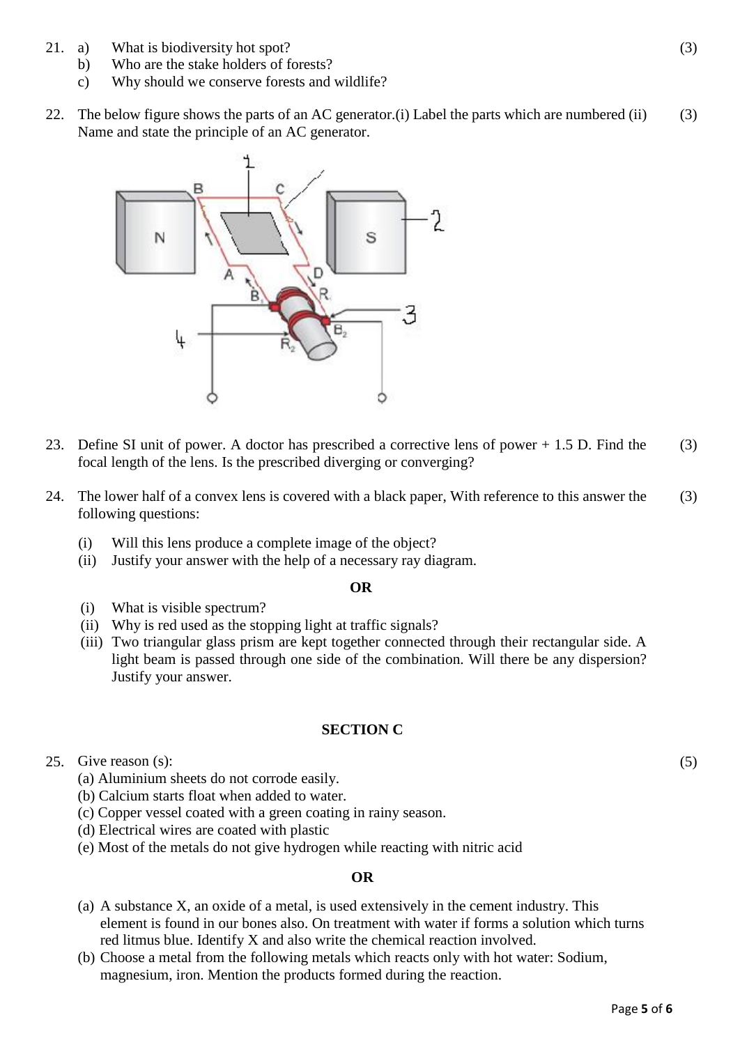21. a) What is biodiversity hot spot? (3)
    b) Who are the stake holders of forests?
    c) Why should we conserve forests and wildlife?

22. The below figure shows the parts of an AC generator.(i) Label the parts which are numbered (ii) Name and state the principle of an AC generator. (3)

23. Define SI unit of power. A doctor has prescribed a corrective lens of power + 1.5 D. Find the focal length of the lens. Is the prescribed diverging or converging? (3)

24. The lower half of a convex lens is covered with a black paper, With reference to this answer the following questions: (3)

    (i) Will this lens produce a complete image of the object?
    (ii) Justify your answer with the help of a necessary ray diagram.

**OR**

   (i) What is visible spectrum?
   (ii) Why is red used as the stopping light at traffic signals?
   (iii) Two triangular glass prism are kept together connected through their rectangular side. A light beam is passed through one side of the combination. Will there be any dispersion? Justify your answer.

**SECTION C**

25. Give reason (s): (5)
    (a) Aluminium sheets do not corrode easily.
    (b) Calcium starts float when added to water.
    (c) Copper vessel coated with a green coating in rainy season.
    (d) Electrical wires are coated with plastic
    (e) Most of the metals do not give hydrogen while reacting with nitric acid

**OR**

   (a) A substance X, an oxide of a metal, is used extensively in the cement industry. This element is found in our bones also. On treatment with water if forms a solution which turns red litmus blue. Identify X and also write the chemical reaction involved.
   (b) Choose a metal from the following metals which reacts only with hot water: Sodium, magnesium, iron. Mention the products formed during the reaction.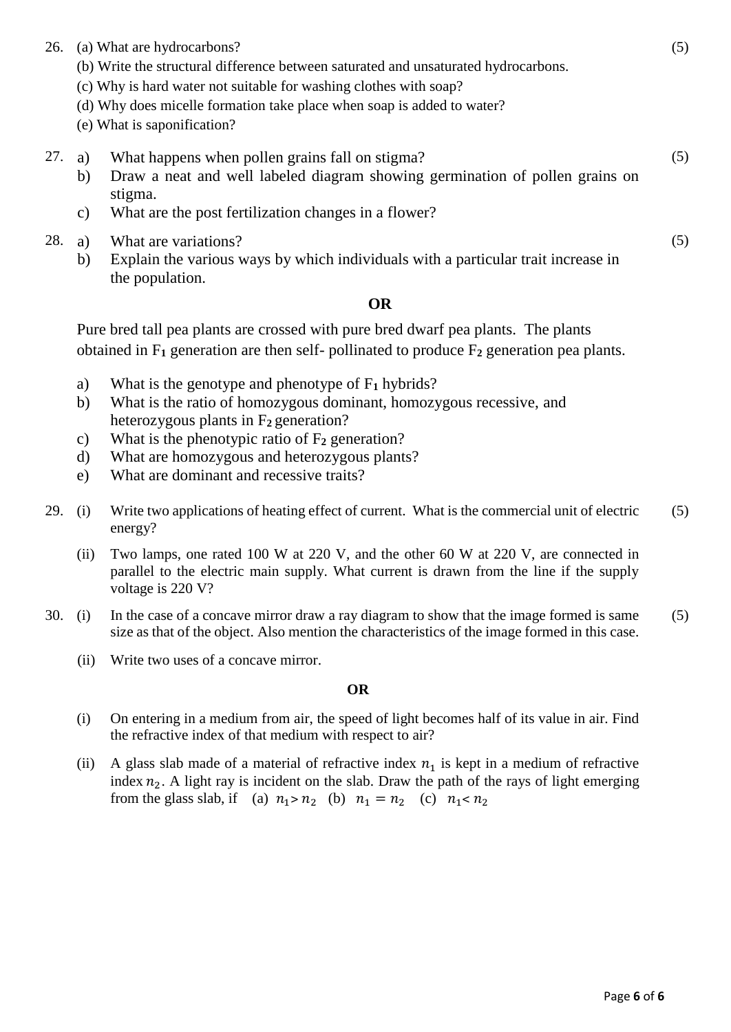26. (a) What are hydrocarbons? (5)
    (b) Write the structural difference between saturated and unsaturated hydrocarbons.
    (c) Why is hard water not suitable for washing clothes with soap?
    (d) Why does micelle formation take place when soap is added to water?
    (e) What is saponification?

27. a) What happens when pollen grains fall on stigma? (5)
    b) Draw a neat and well labeled diagram showing germination of pollen grains on stigma.
    c) What are the post fertilization changes in a flower?

28. a) What are variations? (5)
    b) Explain the various ways by which individuals with a particular trait increase in the population.

**OR**

Pure bred tall pea plants are crossed with pure bred dwarf pea plants. The plants obtained in $F_1$ generation are then self- pollinated to produce $F_2$ generation pea plants.

a) What is the genotype and phenotype of $F_1$ hybrids?
b) What is the ratio of homozygous dominant, homozygous recessive, and heterozygous plants in $F_2$ generation?
c) What is the phenotypic ratio of $F_2$ generation?
d) What are homozygous and heterozygous plants?
e) What are dominant and recessive traits?

29. (i) Write two applications of heating effect of current. What is the commercial unit of electric energy? (5)

    (ii) Two lamps, one rated 100 W at 220 V, and the other 60 W at 220 V, are connected in parallel to the electric main supply. What current is drawn from the line if the supply voltage is 220 V?

30. (i) In the case of a concave mirror draw a ray diagram to show that the image formed is same size as that of the object. Also mention the characteristics of the image formed in this case. (5)

    (ii) Write two uses of a concave mirror.

**OR**

(i) On entering in a medium from air, the speed of light becomes half of its value in air. Find the refractive index of that medium with respect to air?

(ii) A glass slab made of a material of refractive index $n_1$ is kept in a medium of refractive index $n_2$. A light ray is incident on the slab. Draw the path of the rays of light emerging from the glass slab, if (a) $n_1 > n_2$ (b) $n_1 = n_2$ (c) $n_1 < n_2$